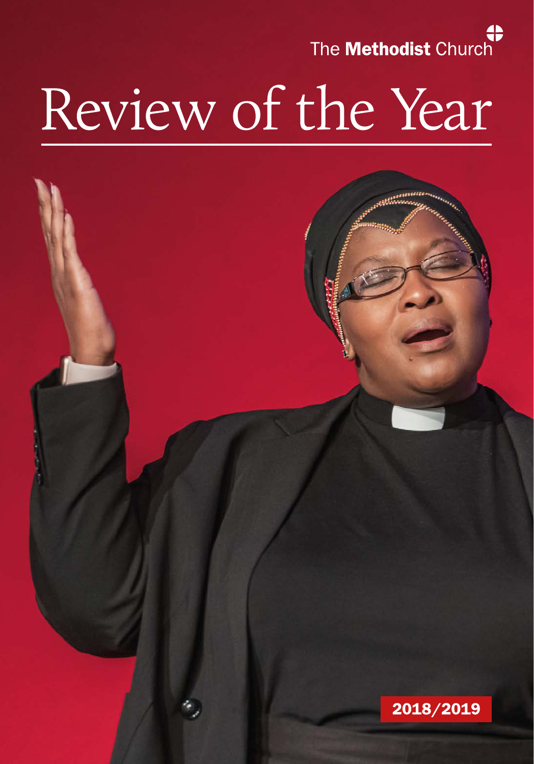The Methodist Church

# Review of the Year

2018/2019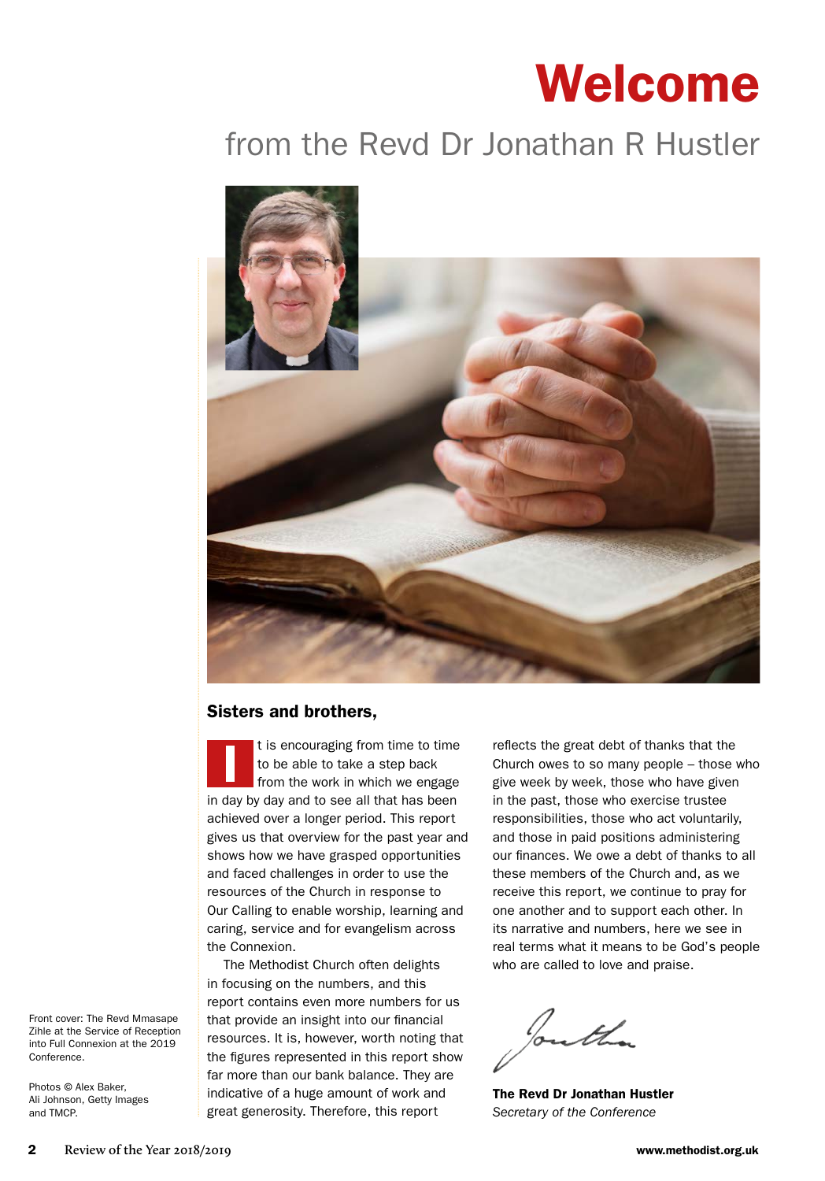# Welcome

## from the Revd Dr Jonathan R Hustler

### Sisters and brothers,

It is encouraging from time to time to be able to take a step back from the work in which we engage in day by day and to see all that has been achieved over a longer period. This report gives us that overview for the past year and shows how we have grasped opportunities and faced challenges in order to use the resources of the Church in response to Our Calling to enable worship, learning and caring, service and for evangelism across the Connexion.

The Methodist Church often delights in focusing on the numbers, and this report contains even more numbers for us that provide an insight into our financial resources. It is, however, worth noting that the figures represented in this report show far more than our bank balance. They are indicative of a huge amount of work and great generosity. Therefore, this report reflects the great debt of thanks that the Church owes to so many people – those who give week by week, those who have given in the past, those who exercise trustee responsibilities, those who act voluntarily, and those in paid positions administering our finances. We owe a debt of thanks to all these members of the Church and, as we receive this report, we continue to pray for one another and to support each other. In its narrative and numbers, here we see in real terms what it means to be God's people who are called to love and praise.

**The Revd Dr Jonathan Hustler**
*Secretary of the Conference*

Front cover: The Revd Mmasape Zihle at the Service of Reception into Full Connexion at the 2019 Conference.

Photos © Alex Baker, Ali Johnson, Getty Images and TMCP.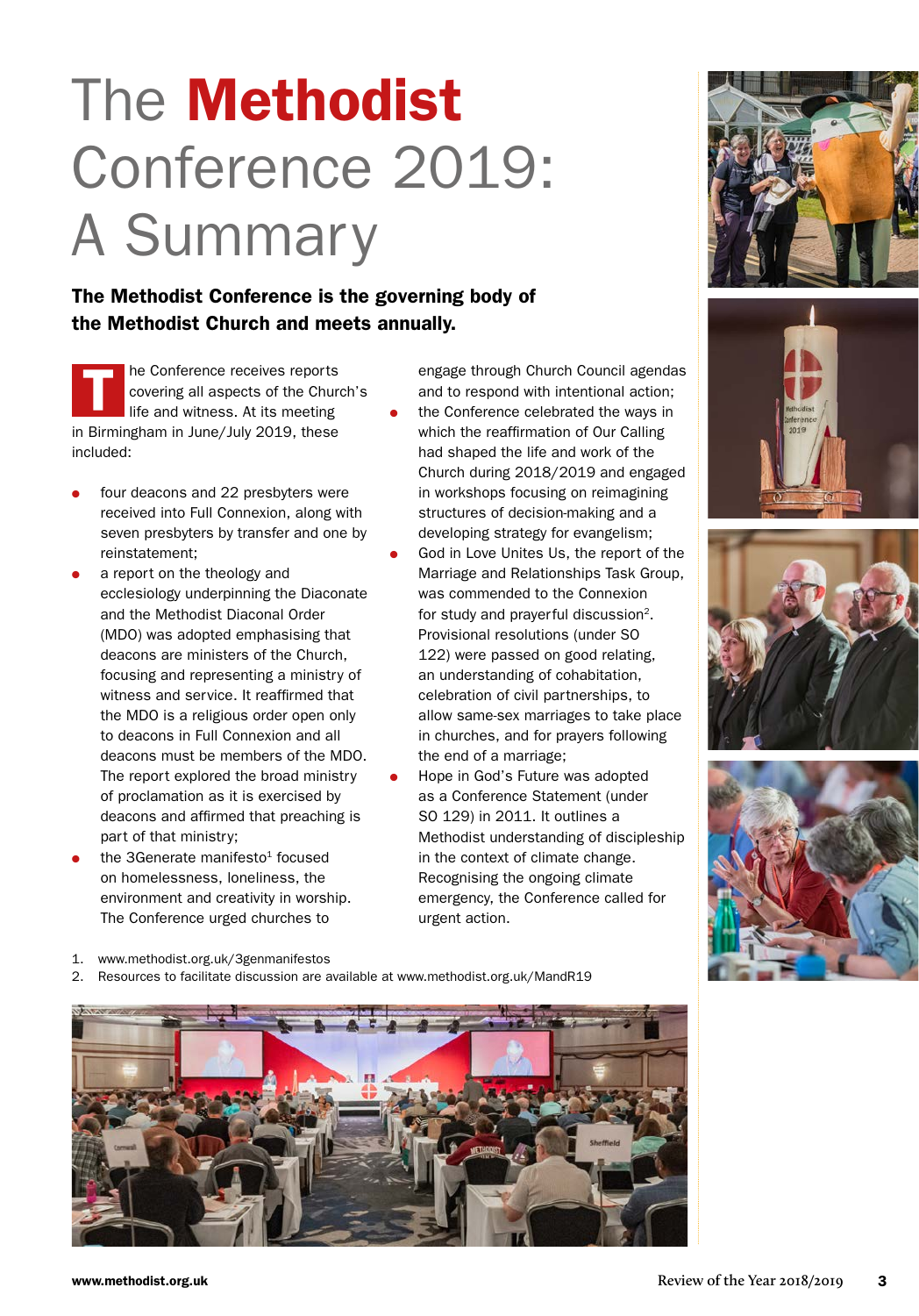# The Methodist Conference 2019: A Summary

**The Methodist Conference is the governing body of the Methodist Church and meets annually.**

The Conference receives reports covering all aspects of the Church's life and witness. At its meeting in Birmingham in June/July 2019, these included:

- four deacons and 22 presbyters were received into Full Connexion, along with seven presbyters by transfer and one by reinstatement;
- a report on the theology and ecclesiology underpinning the Diaconate and the Methodist Diaconal Order (MDO) was adopted emphasising that deacons are ministers of the Church, focusing and representing a ministry of witness and service. It reaffirmed that the MDO is a religious order open only to deacons in Full Connexion and all deacons must be members of the MDO. The report explored the broad ministry of proclamation as it is exercised by deacons and affirmed that preaching is part of that ministry;
- the 3Generate manifesto[1] focused on homelessness, loneliness, the environment and creativity in worship. The Conference urged churches to engage through Church Council agendas and to respond with intentional action;
- the Conference celebrated the ways in which the reaffirmation of Our Calling had shaped the life and work of the Church during 2018/2019 and engaged in workshops focusing on reimagining structures of decision-making and a developing strategy for evangelism;
- God in Love Unites Us, the report of the Marriage and Relationships Task Group, was commended to the Connexion for study and prayerful discussion[2]. Provisional resolutions (under SO 122) were passed on good relating, an understanding of cohabitation, celebration of civil partnerships, to allow same-sex marriages to take place in churches, and for prayers following the end of a marriage;
- Hope in God's Future was adopted as a Conference Statement (under SO 129) in 2011. It outlines a Methodist understanding of discipleship in the context of climate change. Recognising the ongoing climate emergency, the Conference called for urgent action.

1. www.methodist.org.uk/3genmanifestos
2. Resources to facilitate discussion are available at www.methodist.org.uk/MandR19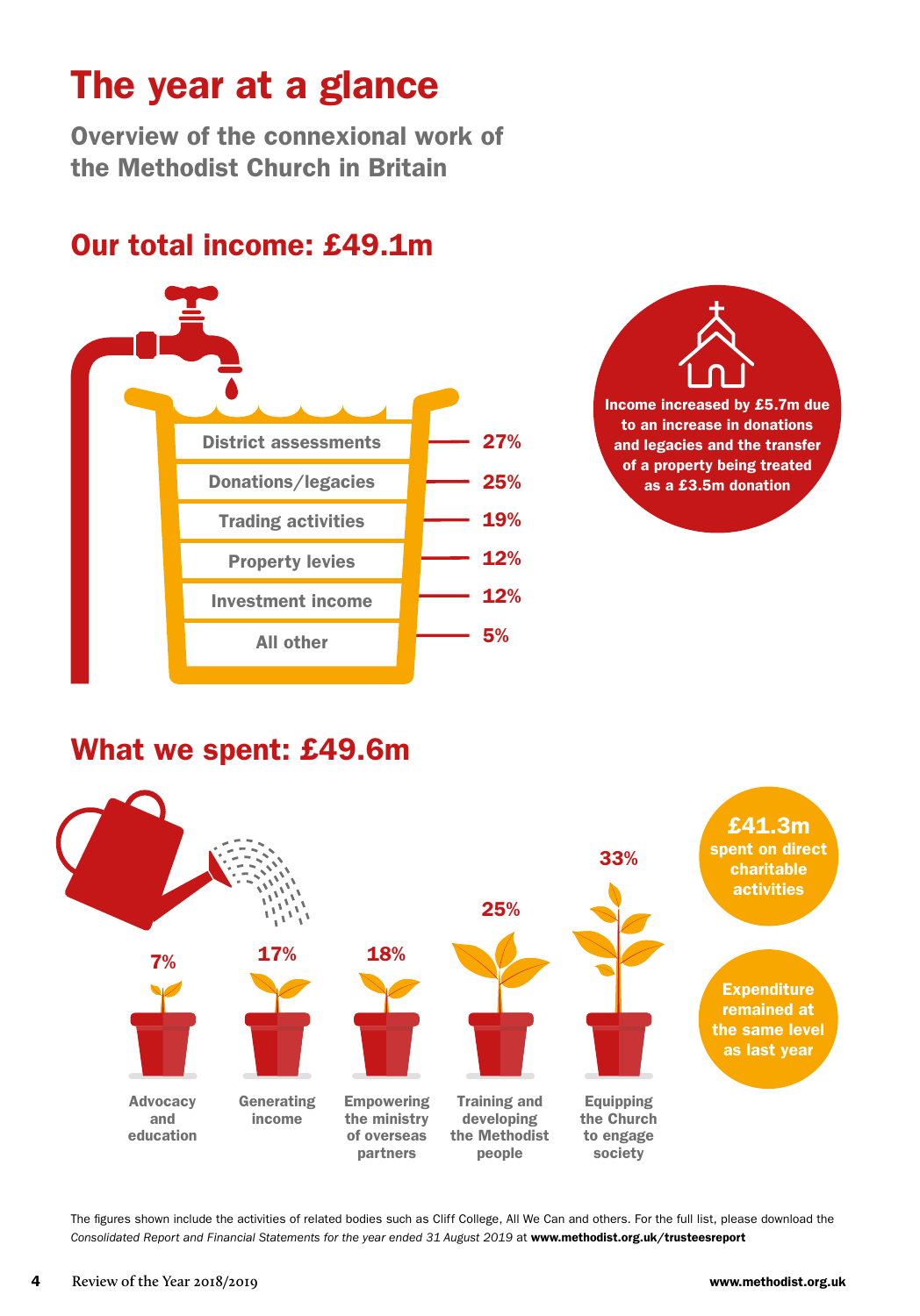# The year at a glance

**Overview of the connexional work of the Methodist Church in Britain**

## Our total income: £49.1m

| Source | Percentage |
|---|---|
| District assessments | 27% |
| Donations/legacies | 25% |
| Trading activities | 19% |
| Property levies | 12% |
| Investment income | 12% |
| All other | 5% |

**Income increased by £5.7m due to an increase in donations and legacies and the transfer of a property being treated as a £3.5m donation**

## What we spent: £49.6m

| Activity | Percentage |
|---|---|
| Advocacy and education | 7% |
| Generating income | 17% |
| Empowering the ministry of overseas partners | 18% |
| Training and developing the Methodist people | 25% |
| Equipping the Church to engage society | 33% |

**£41.3m spent on direct charitable activities**

**Expenditure remained at the same level as last year**

The figures shown include the activities of related bodies such as Cliff College, All We Can and others. For the full list, please download the *Consolidated Report and Financial Statements for the year ended 31 August 2019* at **www.methodist.org.uk/trusteesreport**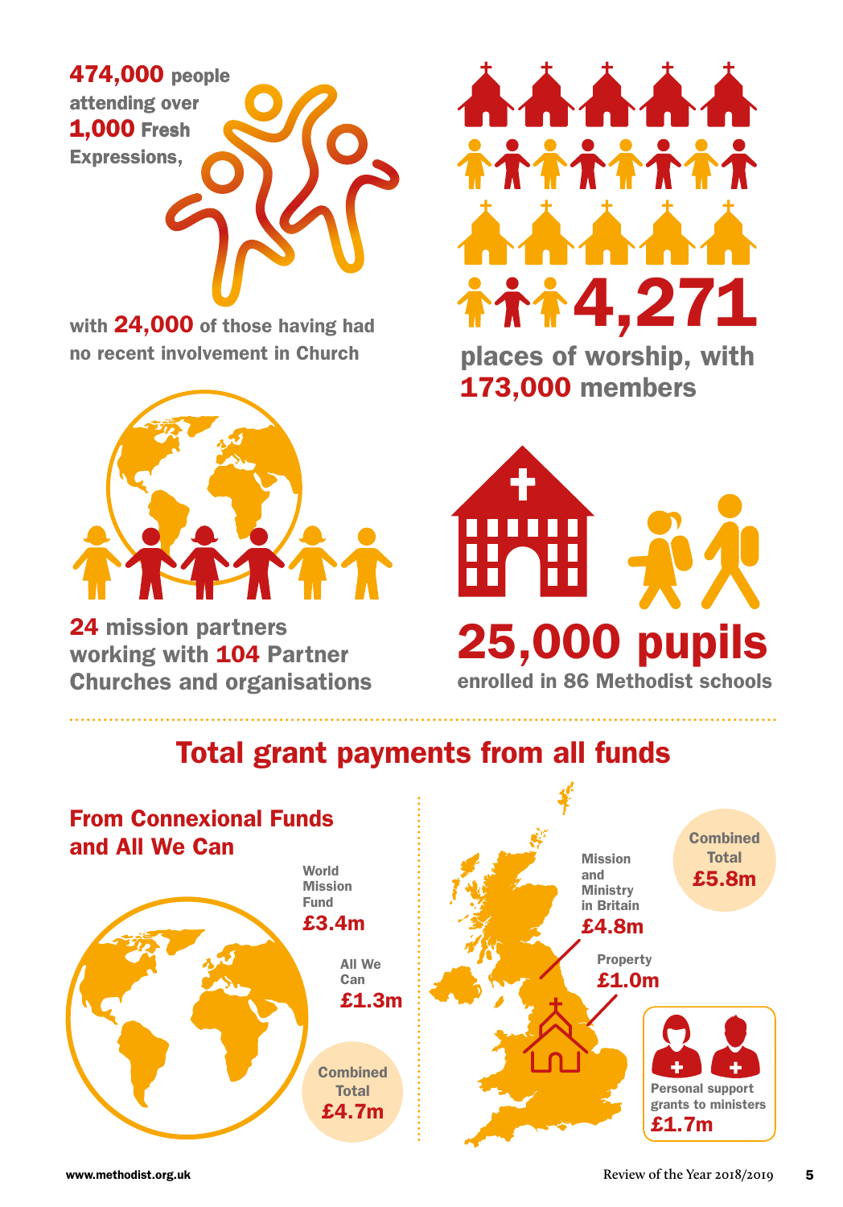**474,000** people attending over **1,000** Fresh Expressions, with **24,000** of those having had no recent involvement in Church

**4,271** places of worship, with **173,000** members

**24** mission partners working with **104** Partner Churches and organisations

**25,000 pupils** enrolled in 86 Methodist schools

## Total grant payments from all funds

### From Connexional Funds and All We Can

World Mission Fund **£3.4m**

All We Can **£1.3m**

Combined Total **£4.7m**

Mission and Ministry in Britain **£4.8m**

Property **£1.0m**

Combined Total **£5.8m**

Personal support grants to ministers **£1.7m**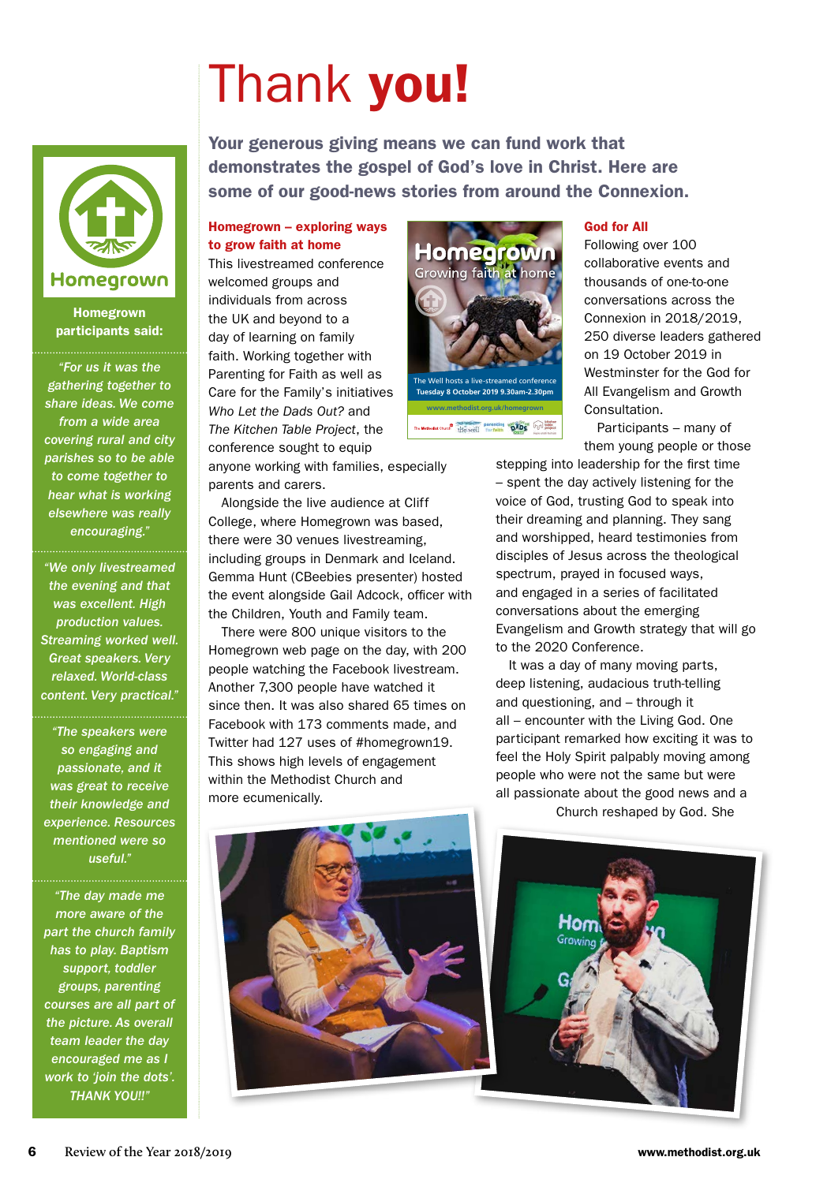# Thank **you!**

**Your generous giving means we can fund work that demonstrates the gospel of God's love in Christ. Here are some of our good-news stories from around the Connexion.**

### Homegrown – exploring ways to grow faith at home

This livestreamed conference welcomed groups and individuals from across the UK and beyond to a day of learning on family faith. Working together with Parenting for Faith as well as Care for the Family's initiatives *Who Let the Dads Out?* and *The Kitchen Table Project*, the conference sought to equip anyone working with families, especially parents and carers.

Alongside the live audience at Cliff College, where Homegrown was based, there were 30 venues livestreaming, including groups in Denmark and Iceland. Gemma Hunt (CBeebies presenter) hosted the event alongside Gail Adcock, officer with the Children, Youth and Family team.

There were 800 unique visitors to the Homegrown web page on the day, with 200 people watching the Facebook livestream. Another 7,300 people have watched it since then. It was also shared 65 times on Facebook with 173 comments made, and Twitter had 127 uses of #homegrown19. This shows high levels of engagement within the Methodist Church and more ecumenically.

### God for All

Following over 100 collaborative events and thousands of one-to-one conversations across the Connexion in 2018/2019, 250 diverse leaders gathered on 19 October 2019 in Westminster for the God for All Evangelism and Growth Consultation.

Participants – many of them young people or those stepping into leadership for the first time – spent the day actively listening for the voice of God, trusting God to speak into their dreaming and planning. They sang and worshipped, heard testimonies from disciples of Jesus across the theological spectrum, prayed in focused ways, and engaged in a series of facilitated conversations about the emerging Evangelism and Growth strategy that will go to the 2020 Conference.

It was a day of many moving parts, deep listening, audacious truth-telling and questioning, and – through it all – encounter with the Living God. One participant remarked how exciting it was to feel the Holy Spirit palpably moving among people who were not the same but were all passionate about the good news and a Church reshaped by God. She

**Homegrown participants said:**

*"For us it was the gathering together to share ideas. We come from a wide area covering rural and city parishes so to be able to come together to hear what is working elsewhere was really encouraging."*

*"We only livestreamed the evening and that was excellent. High production values. Streaming worked well. Great speakers. Very relaxed. World-class content. Very practical."*

*"The speakers were so engaging and passionate, and it was great to receive their knowledge and experience. Resources mentioned were so useful."*

*"The day made me more aware of the part the church family has to play. Baptism support, toddler groups, parenting courses are all part of the picture. As overall team leader the day encouraged me as I work to 'join the dots'. THANK YOU!!"*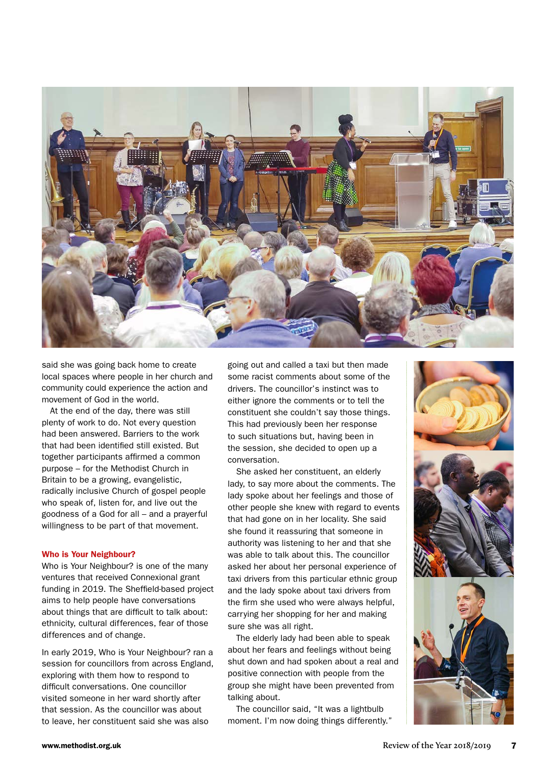said she was going back home to create local spaces where people in her church and community could experience the action and movement of God in the world.

At the end of the day, there was still plenty of work to do. Not every question had been answered. Barriers to the work that had been identified still existed. But together participants affirmed a common purpose – for the Methodist Church in Britain to be a growing, evangelistic, radically inclusive Church of gospel people who speak of, listen for, and live out the goodness of a God for all – and a prayerful willingness to be part of that movement.

### Who is Your Neighbour?

Who is Your Neighbour? is one of the many ventures that received Connexional grant funding in 2019. The Sheffield-based project aims to help people have conversations about things that are difficult to talk about: ethnicity, cultural differences, fear of those differences and of change.

In early 2019, Who is Your Neighbour? ran a session for councillors from across England, exploring with them how to respond to difficult conversations. One councillor visited someone in her ward shortly after that session. As the councillor was about to leave, her constituent said she was also going out and called a taxi but then made some racist comments about some of the drivers. The councillor's instinct was to either ignore the comments or to tell the constituent she couldn't say those things. This had previously been her response to such situations but, having been in the session, she decided to open up a conversation.

She asked her constituent, an elderly lady, to say more about the comments. The lady spoke about her feelings and those of other people she knew with regard to events that had gone on in her locality. She said she found it reassuring that someone in authority was listening to her and that she was able to talk about this. The councillor asked her about her personal experience of taxi drivers from this particular ethnic group and the lady spoke about taxi drivers from the firm she used who were always helpful, carrying her shopping for her and making sure she was all right.

The elderly lady had been able to speak about her fears and feelings without being shut down and had spoken about a real and positive connection with people from the group she might have been prevented from talking about.

The councillor said, "It was a lightbulb moment. I'm now doing things differently."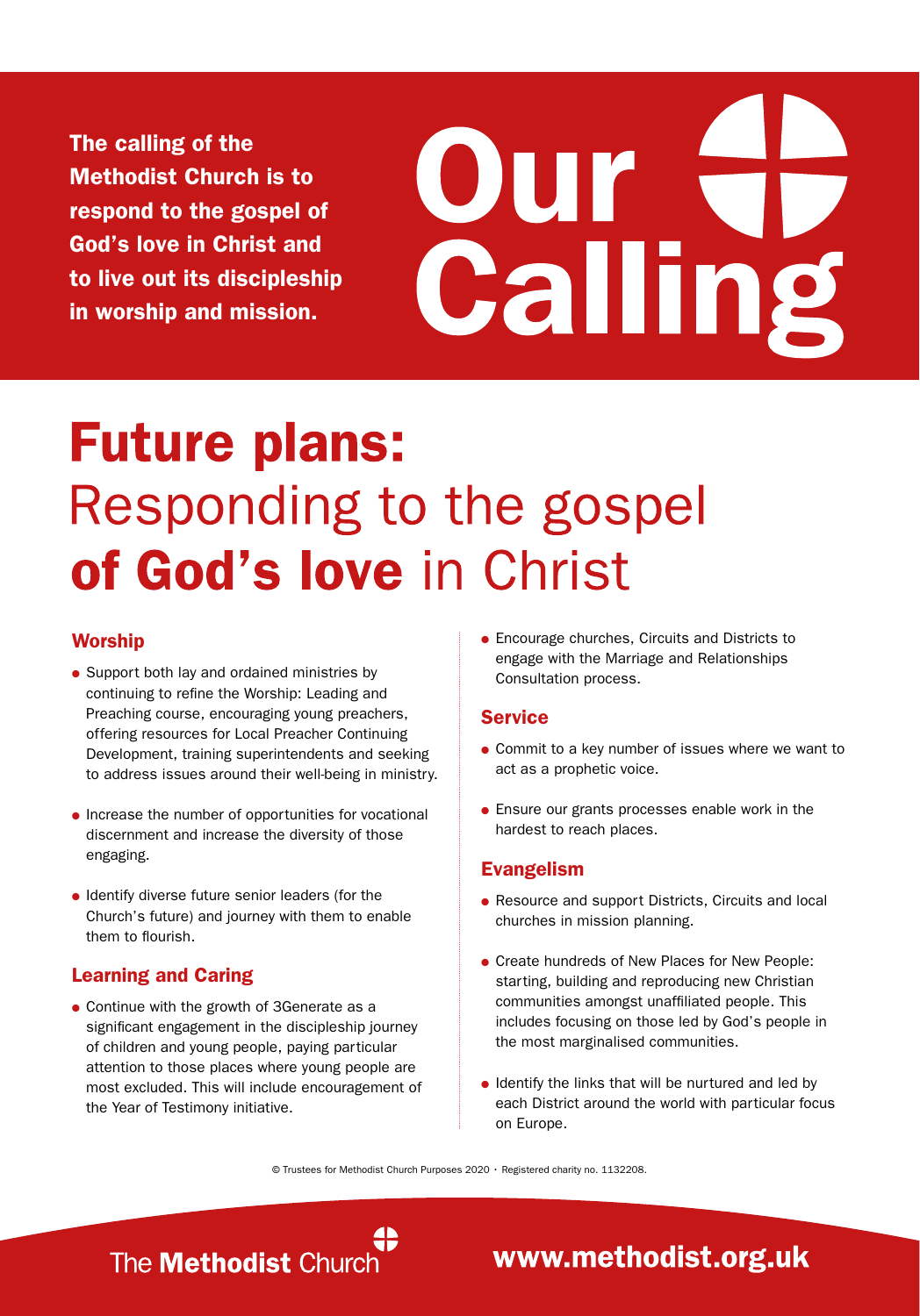The calling of the Methodist Church is to respond to the gospel of God's love in Christ and to live out its discipleship in worship and mission.

# Our Calling

# Future plans: Responding to the gospel of God's love in Christ

## Worship

- Support both lay and ordained ministries by continuing to refine the Worship: Leading and Preaching course, encouraging young preachers, offering resources for Local Preacher Continuing Development, training superintendents and seeking to address issues around their well-being in ministry.
- Increase the number of opportunities for vocational discernment and increase the diversity of those engaging.
- Identify diverse future senior leaders (for the Church's future) and journey with them to enable them to flourish.

## Learning and Caring

- Continue with the growth of 3Generate as a significant engagement in the discipleship journey of children and young people, paying particular attention to those places where young people are most excluded. This will include encouragement of the Year of Testimony initiative.
- Encourage churches, Circuits and Districts to engage with the Marriage and Relationships Consultation process.

## Service

- Commit to a key number of issues where we want to act as a prophetic voice.
- Ensure our grants processes enable work in the hardest to reach places.

## Evangelism

- Resource and support Districts, Circuits and local churches in mission planning.
- Create hundreds of New Places for New People: starting, building and reproducing new Christian communities amongst unaffiliated people. This includes focusing on those led by God's people in the most marginalised communities.
- Identify the links that will be nurtured and led by each District around the world with particular focus on Europe.

© Trustees for Methodist Church Purposes 2020 · Registered charity no. 1132208.

The Methodist Church

www.methodist.org.uk